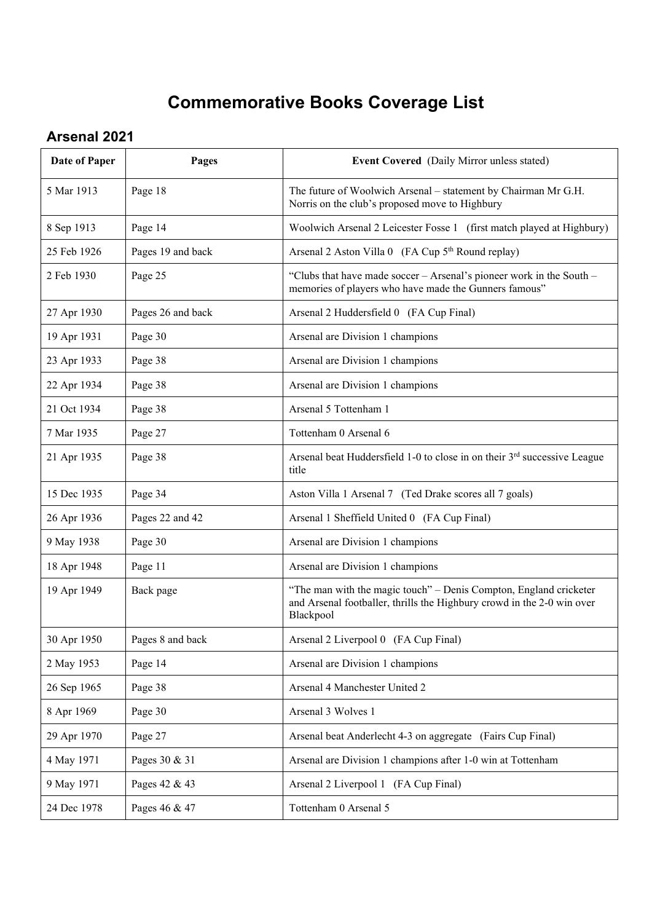# Commemorative Books Coverage List

## Arsenal 2021

| Date of Paper | Pages | Event Covered (Daily Mirror unless stated) |
|---|---|---|
| 5 Mar 1913 | Page 18 | The future of Woolwich Arsenal – statement by Chairman Mr G.H. Norris on the club's proposed move to Highbury |
| 8 Sep 1913 | Page 14 | Woolwich Arsenal 2 Leicester Fosse 1 (first match played at Highbury) |
| 25 Feb 1926 | Pages 19 and back | Arsenal 2 Aston Villa 0 (FA Cup 5th Round replay) |
| 2 Feb 1930 | Page 25 | "Clubs that have made soccer – Arsenal's pioneer work in the South – memories of players who have made the Gunners famous" |
| 27 Apr 1930 | Pages 26 and back | Arsenal 2 Huddersfield 0 (FA Cup Final) |
| 19 Apr 1931 | Page 30 | Arsenal are Division 1 champions |
| 23 Apr 1933 | Page 38 | Arsenal are Division 1 champions |
| 22 Apr 1934 | Page 38 | Arsenal are Division 1 champions |
| 21 Oct 1934 | Page 38 | Arsenal 5 Tottenham 1 |
| 7 Mar 1935 | Page 27 | Tottenham 0 Arsenal 6 |
| 21 Apr 1935 | Page 38 | Arsenal beat Huddersfield 1-0 to close in on their 3rd successive League title |
| 15 Dec 1935 | Page 34 | Aston Villa 1 Arsenal 7 (Ted Drake scores all 7 goals) |
| 26 Apr 1936 | Pages 22 and 42 | Arsenal 1 Sheffield United 0 (FA Cup Final) |
| 9 May 1938 | Page 30 | Arsenal are Division 1 champions |
| 18 Apr 1948 | Page 11 | Arsenal are Division 1 champions |
| 19 Apr 1949 | Back page | "The man with the magic touch" – Denis Compton, England cricketer and Arsenal footballer, thrills the Highbury crowd in the 2-0 win over Blackpool |
| 30 Apr 1950 | Pages 8 and back | Arsenal 2 Liverpool 0 (FA Cup Final) |
| 2 May 1953 | Page 14 | Arsenal are Division 1 champions |
| 26 Sep 1965 | Page 38 | Arsenal 4 Manchester United 2 |
| 8 Apr 1969 | Page 30 | Arsenal 3 Wolves 1 |
| 29 Apr 1970 | Page 27 | Arsenal beat Anderlecht 4-3 on aggregate (Fairs Cup Final) |
| 4 May 1971 | Pages 30 & 31 | Arsenal are Division 1 champions after 1-0 win at Tottenham |
| 9 May 1971 | Pages 42 & 43 | Arsenal 2 Liverpool 1 (FA Cup Final) |
| 24 Dec 1978 | Pages 46 & 47 | Tottenham 0 Arsenal 5 |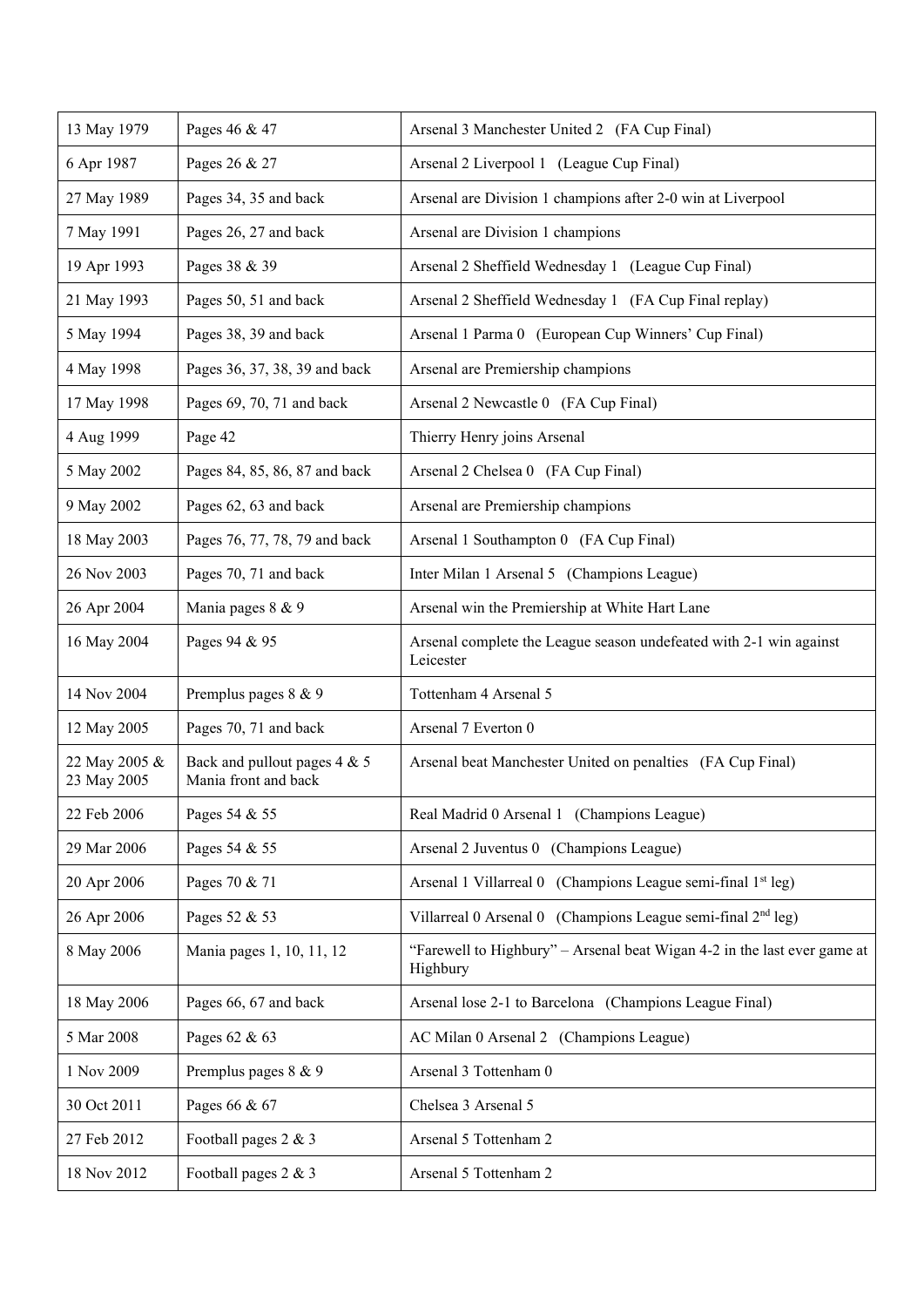| 13 May 1979 | Pages 46 & 47 | Arsenal 3 Manchester United 2 (FA Cup Final) |
|---|---|---|
| 6 Apr 1987 | Pages 26 & 27 | Arsenal 2 Liverpool 1 (League Cup Final) |
| 27 May 1989 | Pages 34, 35 and back | Arsenal are Division 1 champions after 2-0 win at Liverpool |
| 7 May 1991 | Pages 26, 27 and back | Arsenal are Division 1 champions |
| 19 Apr 1993 | Pages 38 & 39 | Arsenal 2 Sheffield Wednesday 1 (League Cup Final) |
| 21 May 1993 | Pages 50, 51 and back | Arsenal 2 Sheffield Wednesday 1 (FA Cup Final replay) |
| 5 May 1994 | Pages 38, 39 and back | Arsenal 1 Parma 0 (European Cup Winners' Cup Final) |
| 4 May 1998 | Pages 36, 37, 38, 39 and back | Arsenal are Premiership champions |
| 17 May 1998 | Pages 69, 70, 71 and back | Arsenal 2 Newcastle 0 (FA Cup Final) |
| 4 Aug 1999 | Page 42 | Thierry Henry joins Arsenal |
| 5 May 2002 | Pages 84, 85, 86, 87 and back | Arsenal 2 Chelsea 0 (FA Cup Final) |
| 9 May 2002 | Pages 62, 63 and back | Arsenal are Premiership champions |
| 18 May 2003 | Pages 76, 77, 78, 79 and back | Arsenal 1 Southampton 0 (FA Cup Final) |
| 26 Nov 2003 | Pages 70, 71 and back | Inter Milan 1 Arsenal 5 (Champions League) |
| 26 Apr 2004 | Mania pages 8 & 9 | Arsenal win the Premiership at White Hart Lane |
| 16 May 2004 | Pages 94 & 95 | Arsenal complete the League season undefeated with 2-1 win against Leicester |
| 14 Nov 2004 | Premplus pages 8 & 9 | Tottenham 4 Arsenal 5 |
| 12 May 2005 | Pages 70, 71 and back | Arsenal 7 Everton 0 |
| 22 May 2005 & 23 May 2005 | Back and pullout pages 4 & 5 Mania front and back | Arsenal beat Manchester United on penalties (FA Cup Final) |
| 22 Feb 2006 | Pages 54 & 55 | Real Madrid 0 Arsenal 1 (Champions League) |
| 29 Mar 2006 | Pages 54 & 55 | Arsenal 2 Juventus 0 (Champions League) |
| 20 Apr 2006 | Pages 70 & 71 | Arsenal 1 Villarreal 0 (Champions League semi-final 1st leg) |
| 26 Apr 2006 | Pages 52 & 53 | Villarreal 0 Arsenal 0 (Champions League semi-final 2nd leg) |
| 8 May 2006 | Mania pages 1, 10, 11, 12 | "Farewell to Highbury" – Arsenal beat Wigan 4-2 in the last ever game at Highbury |
| 18 May 2006 | Pages 66, 67 and back | Arsenal lose 2-1 to Barcelona (Champions League Final) |
| 5 Mar 2008 | Pages 62 & 63 | AC Milan 0 Arsenal 2 (Champions League) |
| 1 Nov 2009 | Premplus pages 8 & 9 | Arsenal 3 Tottenham 0 |
| 30 Oct 2011 | Pages 66 & 67 | Chelsea 3 Arsenal 5 |
| 27 Feb 2012 | Football pages 2 & 3 | Arsenal 5 Tottenham 2 |
| 18 Nov 2012 | Football pages 2 & 3 | Arsenal 5 Tottenham 2 |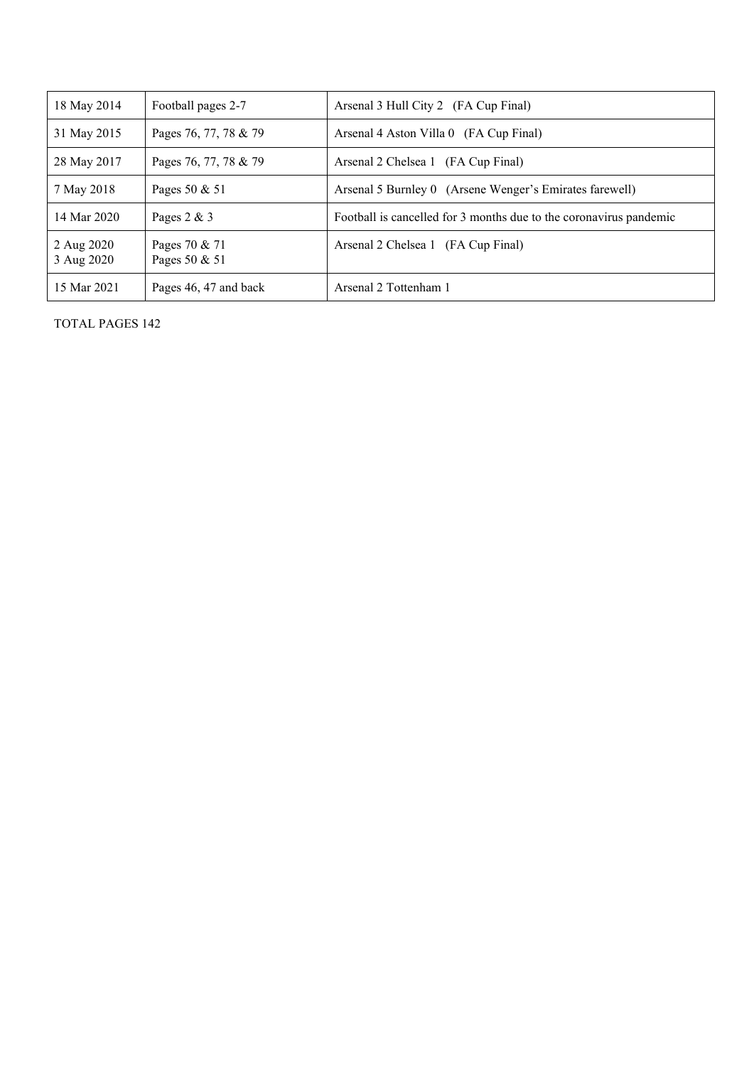| | | |
|---|---|---|
| 18 May 2014 | Football pages 2-7 | Arsenal 3 Hull City 2 (FA Cup Final) |
| 31 May 2015 | Pages 76, 77, 78 & 79 | Arsenal 4 Aston Villa 0 (FA Cup Final) |
| 28 May 2017 | Pages 76, 77, 78 & 79 | Arsenal 2 Chelsea 1 (FA Cup Final) |
| 7 May 2018 | Pages 50 & 51 | Arsenal 5 Burnley 0 (Arsene Wenger's Emirates farewell) |
| 14 Mar 2020 | Pages 2 & 3 | Football is cancelled for 3 months due to the coronavirus pandemic |
| 2 Aug 2020<br>3 Aug 2020 | Pages 70 & 71<br>Pages 50 & 51 | Arsenal 2 Chelsea 1 (FA Cup Final) |
| 15 Mar 2021 | Pages 46, 47 and back | Arsenal 2 Tottenham 1 |

TOTAL PAGES 142